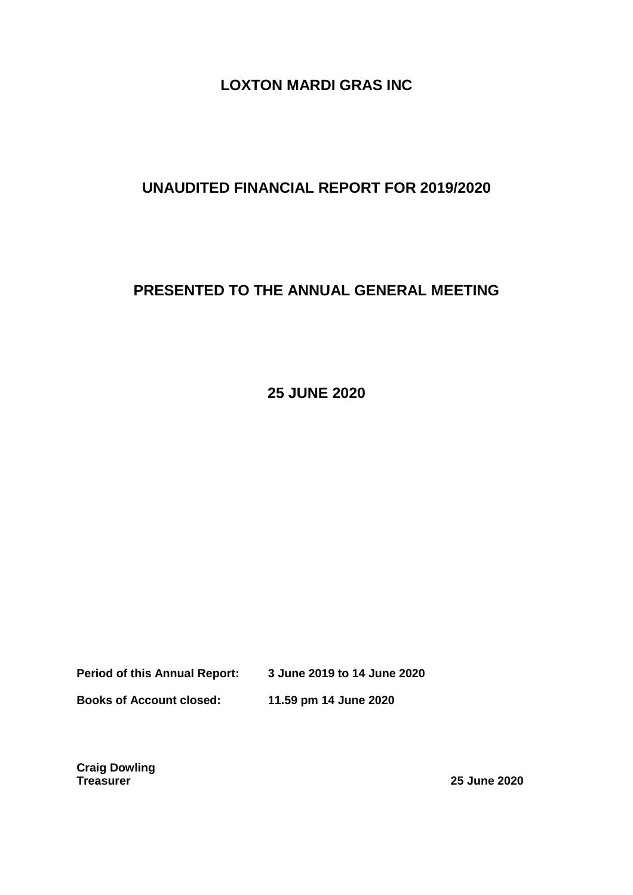# LOXTON MARDI GRAS INC

## UNAUDITED FINANCIAL REPORT FOR 2019/2020

## PRESENTED TO THE ANNUAL GENERAL MEETING

## 25 JUNE 2020

**Period of this Annual Report:** **3 June 2019 to 14 June 2020**

**Books of Account closed:** **11.59 pm 14 June 2020**

**Craig Dowling**
**Treasurer** **25 June 2020**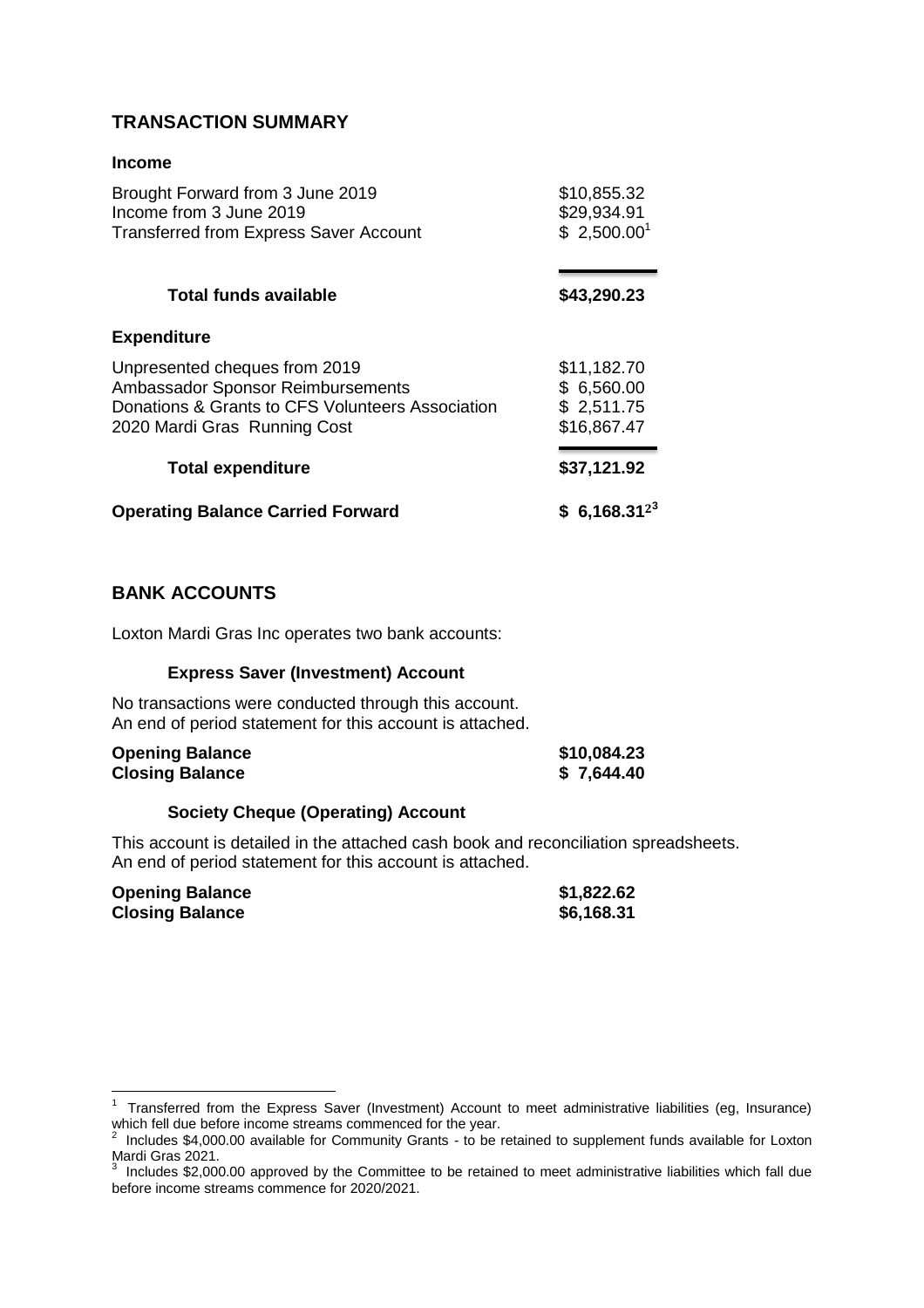## TRANSACTION SUMMARY

**Income**

| | |
|---|---|
| Brought Forward from 3 June 2019 | \$10,855.32 |
| Income from 3 June 2019 | \$29,934.91 |
| Transferred from Express Saver Account | \$ 2,500.00[1] |
| **Total funds available** | **\$43,290.23** |

**Expenditure**

| | |
|---|---|
| Unpresented cheques from 2019 | \$11,182.70 |
| Ambassador Sponsor Reimbursements | \$ 6,560.00 |
| Donations & Grants to CFS Volunteers Association | \$ 2,511.75 |
| 2020 Mardi Gras Running Cost | \$16,867.47 |
| **Total expenditure** | **\$37,121.92** |
| **Operating Balance Carried Forward** | **\$ 6,168.31[2,3]** |

## BANK ACCOUNTS

Loxton Mardi Gras Inc operates two bank accounts:

### Express Saver (Investment) Account

No transactions were conducted through this account.
An end of period statement for this account is attached.

| | |
|---|---|
| **Opening Balance** | **\$10,084.23** |
| **Closing Balance** | **\$ 7,644.40** |

### Society Cheque (Operating) Account

This account is detailed in the attached cash book and reconciliation spreadsheets.
An end of period statement for this account is attached.

| | |
|---|---|
| **Opening Balance** | **\$1,822.62** |
| **Closing Balance** | **\$6,168.31** |

---

[1] Transferred from the Express Saver (Investment) Account to meet administrative liabilities (eg, Insurance) which fell due before income streams commenced for the year.

[2] Includes \$4,000.00 available for Community Grants - to be retained to supplement funds available for Loxton Mardi Gras 2021.

[3] Includes \$2,000.00 approved by the Committee to be retained to meet administrative liabilities which fall due before income streams commence for 2020/2021.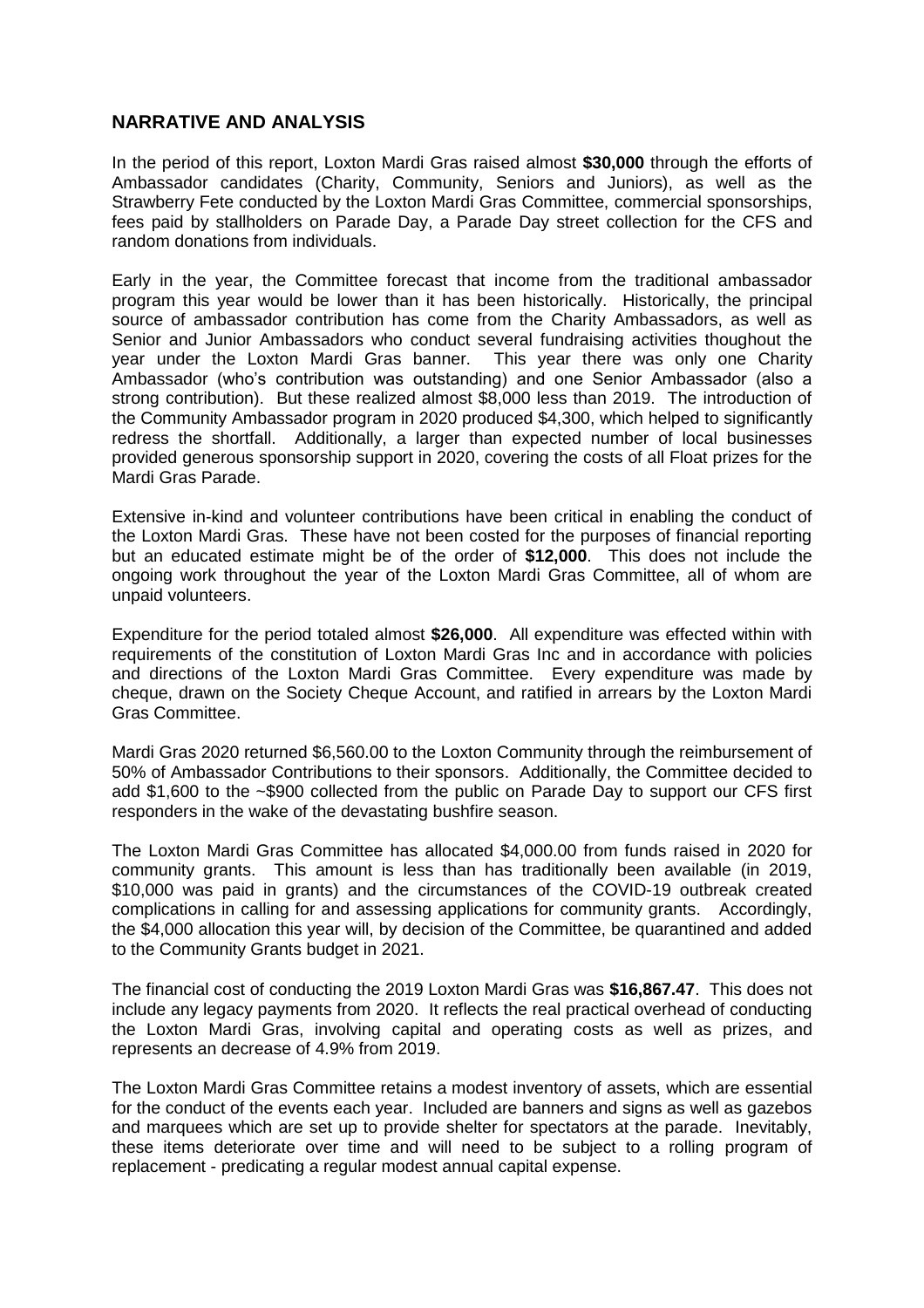## NARRATIVE AND ANALYSIS

In the period of this report, Loxton Mardi Gras raised almost **$30,000** through the efforts of Ambassador candidates (Charity, Community, Seniors and Juniors), as well as the Strawberry Fete conducted by the Loxton Mardi Gras Committee, commercial sponsorships, fees paid by stallholders on Parade Day, a Parade Day street collection for the CFS and random donations from individuals.

Early in the year, the Committee forecast that income from the traditional ambassador program this year would be lower than it has been historically. Historically, the principal source of ambassador contribution has come from the Charity Ambassadors, as well as Senior and Junior Ambassadors who conduct several fundraising activities thoughout the year under the Loxton Mardi Gras banner. This year there was only one Charity Ambassador (who's contribution was outstanding) and one Senior Ambassador (also a strong contribution). But these realized almost $8,000 less than 2019. The introduction of the Community Ambassador program in 2020 produced $4,300, which helped to significantly redress the shortfall. Additionally, a larger than expected number of local businesses provided generous sponsorship support in 2020, covering the costs of all Float prizes for the Mardi Gras Parade.

Extensive in-kind and volunteer contributions have been critical in enabling the conduct of the Loxton Mardi Gras. These have not been costed for the purposes of financial reporting but an educated estimate might be of the order of **$12,000**. This does not include the ongoing work throughout the year of the Loxton Mardi Gras Committee, all of whom are unpaid volunteers.

Expenditure for the period totaled almost **$26,000**. All expenditure was effected within with requirements of the constitution of Loxton Mardi Gras Inc and in accordance with policies and directions of the Loxton Mardi Gras Committee. Every expenditure was made by cheque, drawn on the Society Cheque Account, and ratified in arrears by the Loxton Mardi Gras Committee.

Mardi Gras 2020 returned $6,560.00 to the Loxton Community through the reimbursement of 50% of Ambassador Contributions to their sponsors. Additionally, the Committee decided to add $1,600 to the ~$900 collected from the public on Parade Day to support our CFS first responders in the wake of the devastating bushfire season.

The Loxton Mardi Gras Committee has allocated $4,000.00 from funds raised in 2020 for community grants. This amount is less than has traditionally been available (in 2019, $10,000 was paid in grants) and the circumstances of the COVID-19 outbreak created complications in calling for and assessing applications for community grants. Accordingly, the $4,000 allocation this year will, by decision of the Committee, be quarantined and added to the Community Grants budget in 2021.

The financial cost of conducting the 2019 Loxton Mardi Gras was **$16,867.47**. This does not include any legacy payments from 2020. It reflects the real practical overhead of conducting the Loxton Mardi Gras, involving capital and operating costs as well as prizes, and represents an decrease of 4.9% from 2019.

The Loxton Mardi Gras Committee retains a modest inventory of assets, which are essential for the conduct of the events each year. Included are banners and signs as well as gazebos and marquees which are set up to provide shelter for spectators at the parade. Inevitably, these items deteriorate over time and will need to be subject to a rolling program of replacement - predicating a regular modest annual capital expense.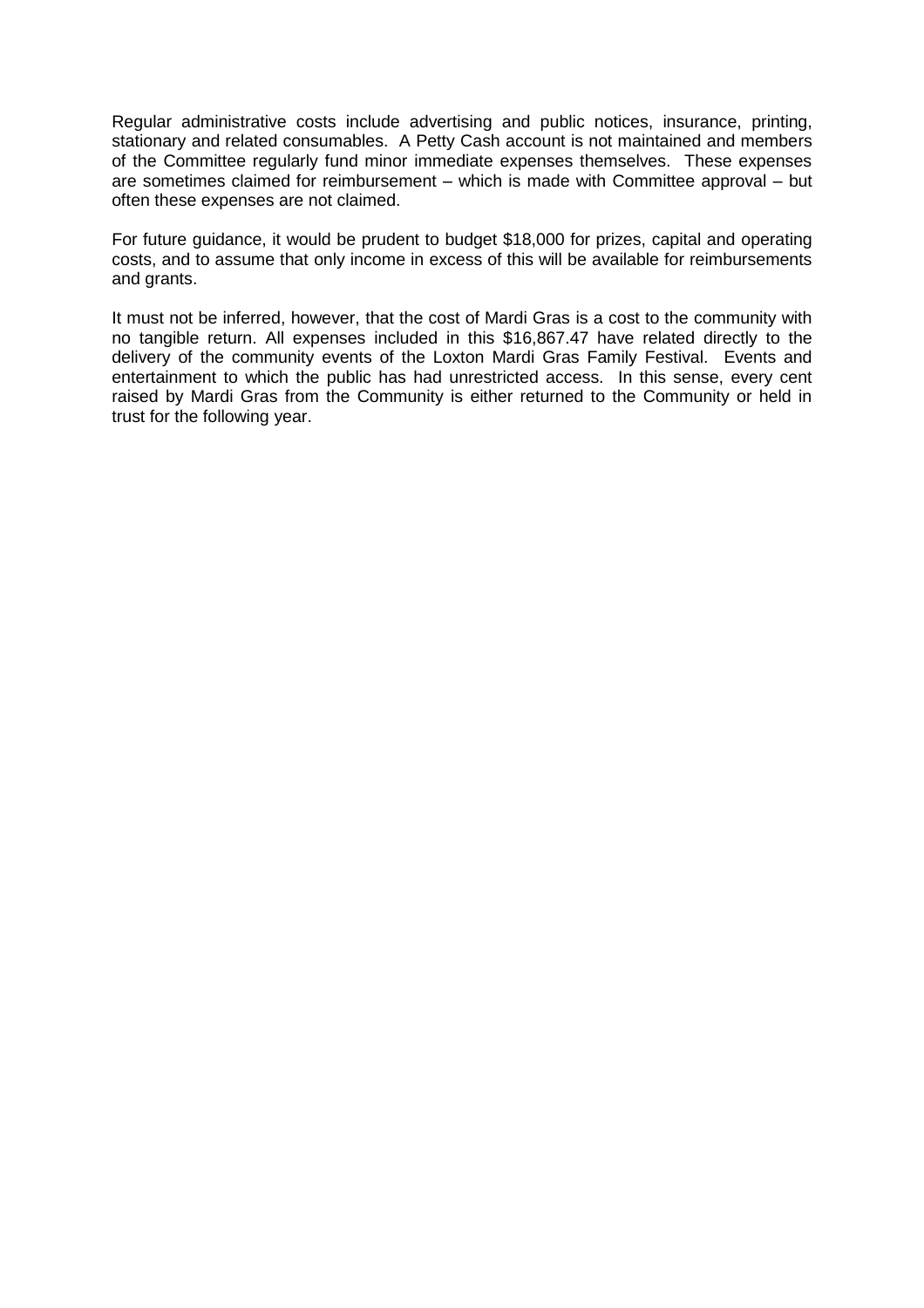Regular administrative costs include advertising and public notices, insurance, printing, stationary and related consumables. A Petty Cash account is not maintained and members of the Committee regularly fund minor immediate expenses themselves. These expenses are sometimes claimed for reimbursement – which is made with Committee approval – but often these expenses are not claimed.

For future guidance, it would be prudent to budget $18,000 for prizes, capital and operating costs, and to assume that only income in excess of this will be available for reimbursements and grants.

It must not be inferred, however, that the cost of Mardi Gras is a cost to the community with no tangible return. All expenses included in this $16,867.47 have related directly to the delivery of the community events of the Loxton Mardi Gras Family Festival. Events and entertainment to which the public has had unrestricted access. In this sense, every cent raised by Mardi Gras from the Community is either returned to the Community or held in trust for the following year.